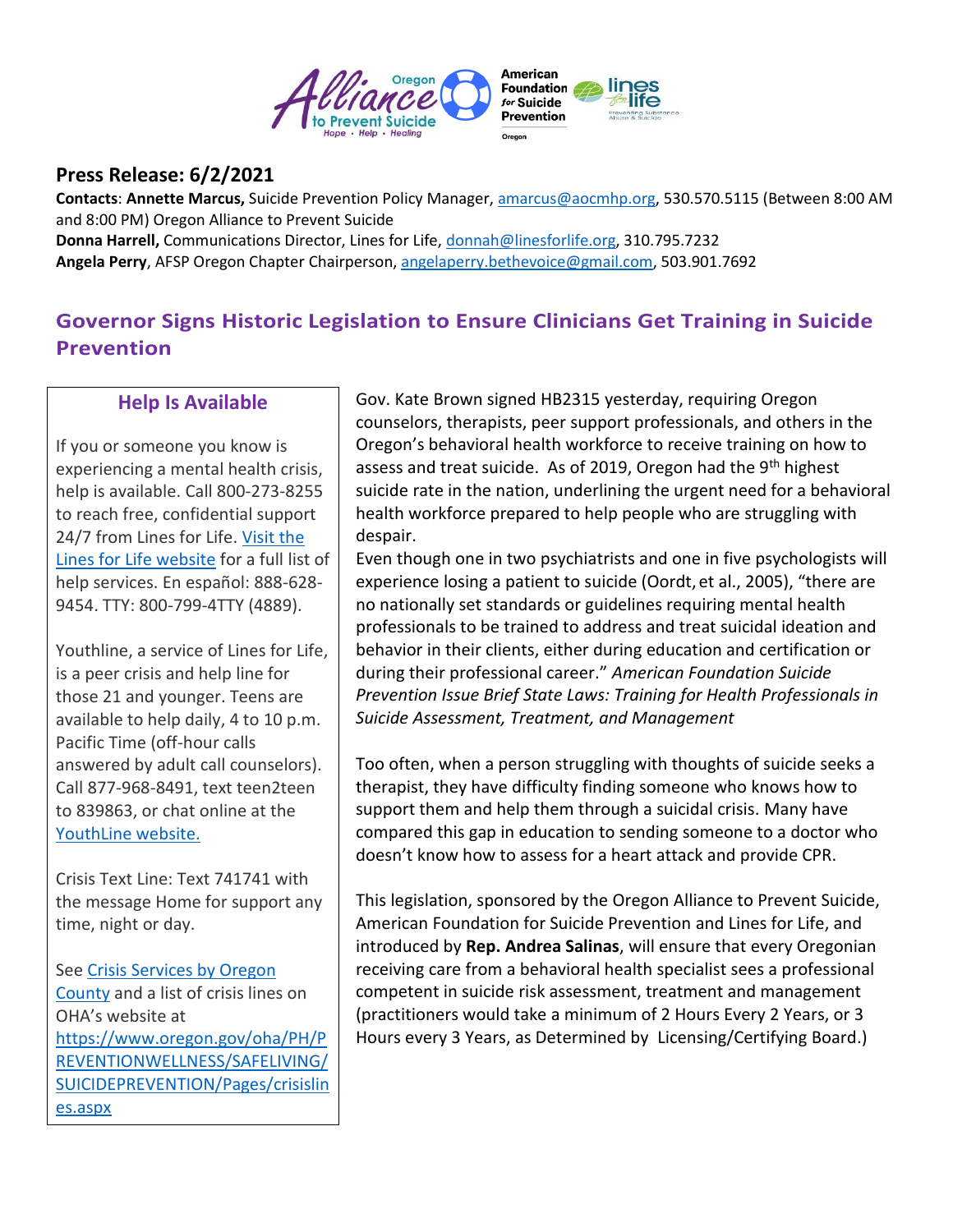## Press Release: 6/2/2021

**Contacts**: **Annette Marcus,** Suicide Prevention Policy Manager, amarcus@aocmhp.org, 530.570.5115 (Between 8:00 AM and 8:00 PM) Oregon Alliance to Prevent Suicide

**Donna Harrell,** Communications Director, Lines for Life, donnah@linesforlife.org, 310.795.7232

**Angela Perry**, AFSP Oregon Chapter Chairperson, angelaperry.bethevoice@gmail.com, 503.901.7692

# Governor Signs Historic Legislation to Ensure Clinicians Get Training in Suicide Prevention

Gov. Kate Brown signed HB2315 yesterday, requiring Oregon counselors, therapists, peer support professionals, and others in the Oregon's behavioral health workforce to receive training on how to assess and treat suicide. As of 2019, Oregon had the 9th highest suicide rate in the nation, underlining the urgent need for a behavioral health workforce prepared to help people who are struggling with despair.

Even though one in two psychiatrists and one in five psychologists will experience losing a patient to suicide (Oordt, et al., 2005), "there are no nationally set standards or guidelines requiring mental health professionals to be trained to address and treat suicidal ideation and behavior in their clients, either during education and certification or during their professional career." *American Foundation Suicide Prevention Issue Brief State Laws: Training for Health Professionals in Suicide Assessment, Treatment, and Management*

Too often, when a person struggling with thoughts of suicide seeks a therapist, they have difficulty finding someone who knows how to support them and help them through a suicidal crisis. Many have compared this gap in education to sending someone to a doctor who doesn't know how to assess for a heart attack and provide CPR.

This legislation, sponsored by the Oregon Alliance to Prevent Suicide, American Foundation for Suicide Prevention and Lines for Life, and introduced by **Rep. Andrea Salinas**, will ensure that every Oregonian receiving care from a behavioral health specialist sees a professional competent in suicide risk assessment, treatment and management (practitioners would take a minimum of 2 Hours Every 2 Years, or 3 Hours every 3 Years, as Determined by Licensing/Certifying Board.)

### Help Is Available

If you or someone you know is experiencing a mental health crisis, help is available. Call 800-273-8255 to reach free, confidential support 24/7 from Lines for Life. Visit the Lines for Life website for a full list of help services. En español: 888-628-9454. TTY: 800-799-4TTY (4889).

Youthline, a service of Lines for Life, is a peer crisis and help line for those 21 and younger. Teens are available to help daily, 4 to 10 p.m. Pacific Time (off-hour calls answered by adult call counselors). Call 877-968-8491, text teen2teen to 839863, or chat online at the YouthLine website.

Crisis Text Line: Text 741741 with the message Home for support any time, night or day.

See Crisis Services by Oregon County and a list of crisis lines on OHA's website at https://www.oregon.gov/oha/PH/PREVENTIONWELLNESS/SAFELIVING/SUICIDEPREVENTION/Pages/crisislines.aspx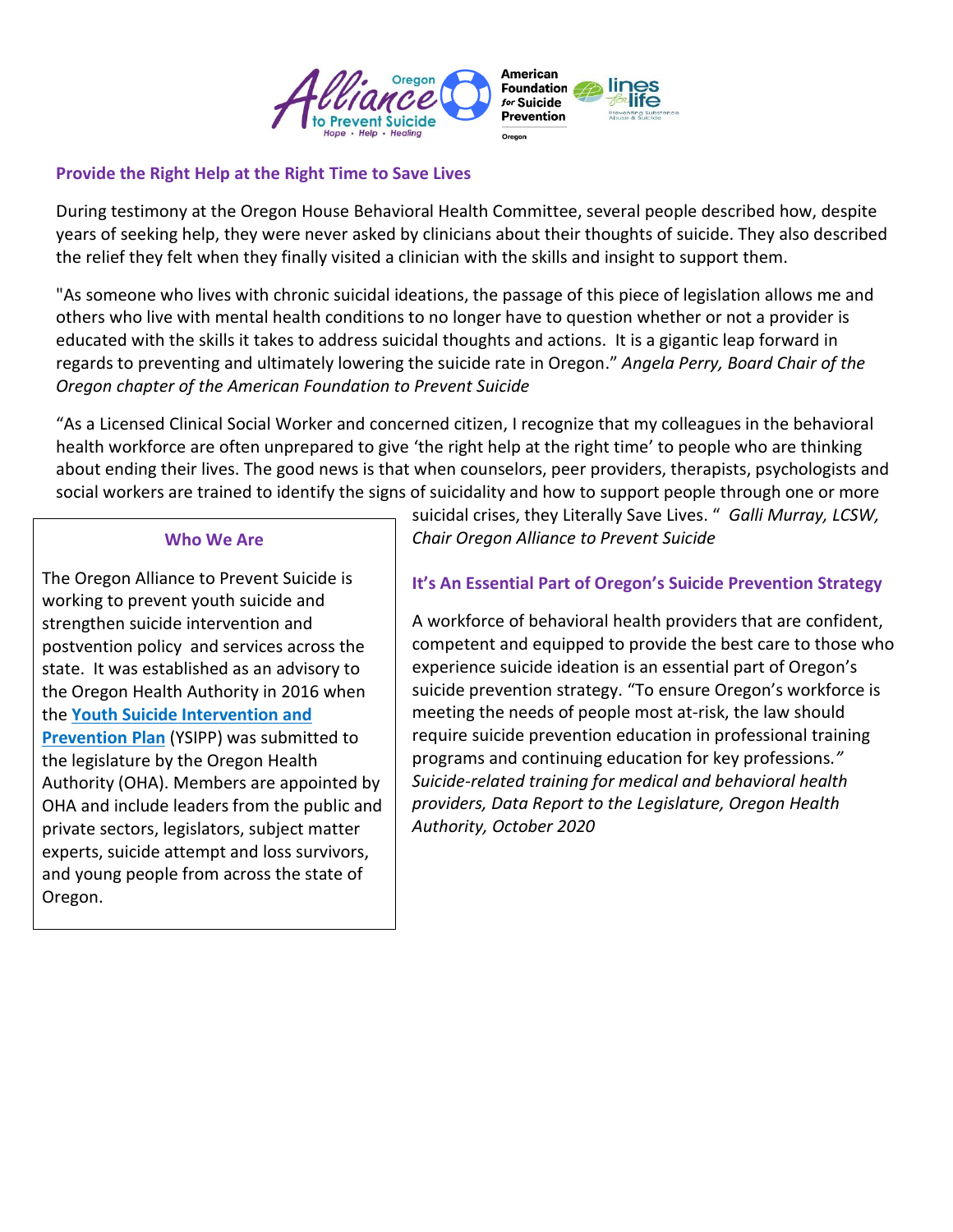## Provide the Right Help at the Right Time to Save Lives

During testimony at the Oregon House Behavioral Health Committee, several people described how, despite years of seeking help, they were never asked by clinicians about their thoughts of suicide. They also described the relief they felt when they finally visited a clinician with the skills and insight to support them.

"As someone who lives with chronic suicidal ideations, the passage of this piece of legislation allows me and others who live with mental health conditions to no longer have to question whether or not a provider is educated with the skills it takes to address suicidal thoughts and actions. It is a gigantic leap forward in regards to preventing and ultimately lowering the suicide rate in Oregon." *Angela Perry, Board Chair of the Oregon chapter of the American Foundation to Prevent Suicide*

"As a Licensed Clinical Social Worker and concerned citizen, I recognize that my colleagues in the behavioral health workforce are often unprepared to give 'the right help at the right time' to people who are thinking about ending their lives. The good news is that when counselors, peer providers, therapists, psychologists and social workers are trained to identify the signs of suicidality and how to support people through one or more suicidal crises, they Literally Save Lives. " *Galli Murray, LCSW, Chair Oregon Alliance to Prevent Suicide*

## It's An Essential Part of Oregon's Suicide Prevention Strategy

A workforce of behavioral health providers that are confident, competent and equipped to provide the best care to those who experience suicide ideation is an essential part of Oregon's suicide prevention strategy. "To ensure Oregon's workforce is meeting the needs of people most at-risk, the law should require suicide prevention education in professional training programs and continuing education for key professions." *Suicide-related training for medical and behavioral health providers, Data Report to the Legislature, Oregon Health Authority, October 2020*

## Who We Are

The Oregon Alliance to Prevent Suicide is working to prevent youth suicide and strengthen suicide intervention and postvention policy and services across the state. It was established as an advisory to the Oregon Health Authority in 2016 when the **Youth Suicide Intervention and Prevention Plan** (YSIPP) was submitted to the legislature by the Oregon Health Authority (OHA). Members are appointed by OHA and include leaders from the public and private sectors, legislators, subject matter experts, suicide attempt and loss survivors, and young people from across the state of Oregon.